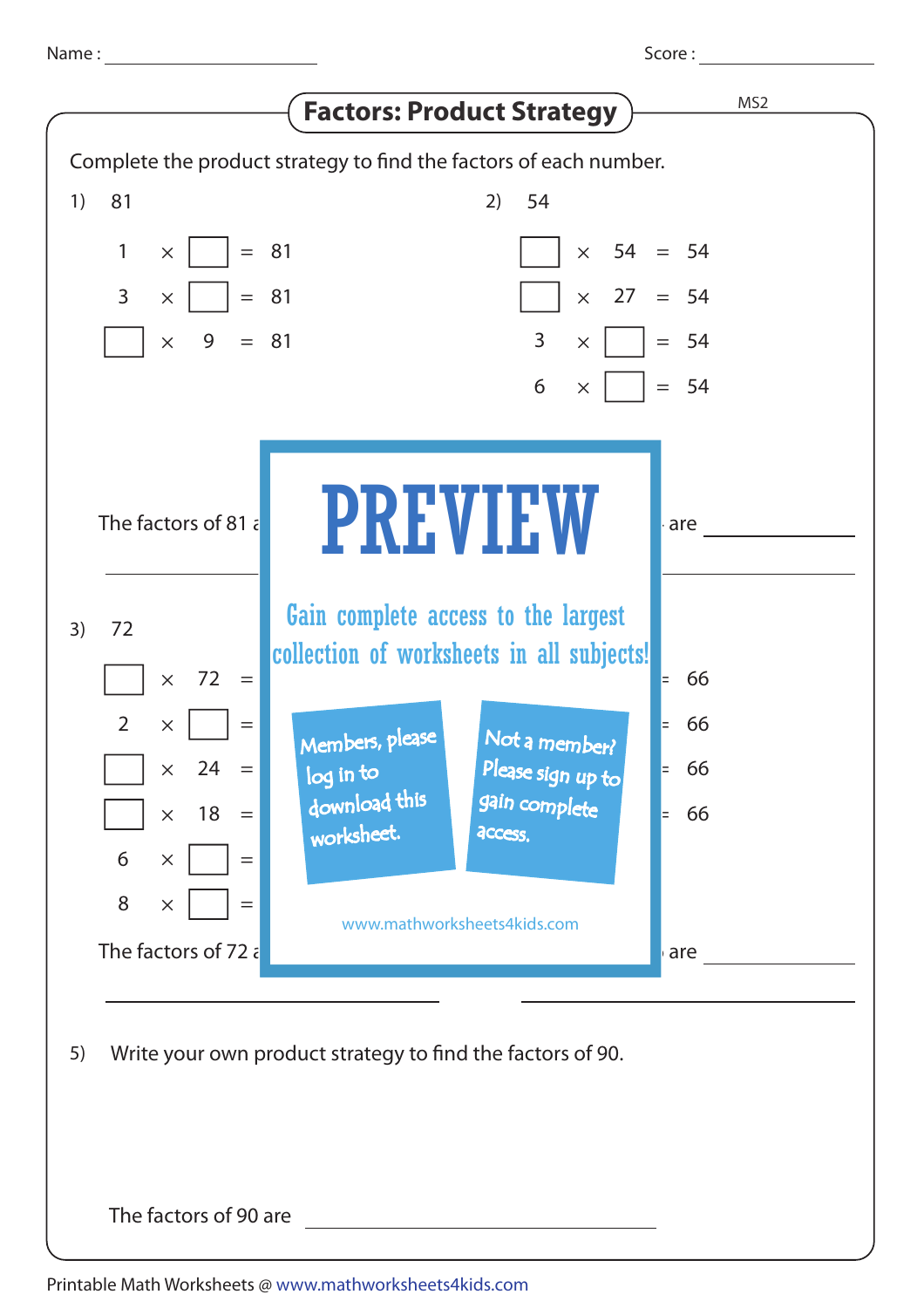Name : ____________________ Score : ____________

# Factors: Product Strategy

MS2

Complete the product strategy to find the factors of each number.

1) 81

$1 \times \square = 81$

$3 \times \square = 81$

$\square \times 9 = 81$

The factors of 81 a

______________________

2) 54

$\square \times 54 = 54$

$\square \times 27 = 54$

$3 \times \square = 54$

$6 \times \square = 54$

are ______________

______________________

3) 72

$\square \times 72 =$

$2 \times \square =$

$\square \times 24 =$

$\square \times 18 =$

$6 \times \square =$

$8 \times \square =$

The factors of 72 a

______________________

= 66

= 66

= 66

= 66

are ______________

______________________

PREVIEW

Gain complete access to the largest collection of worksheets in all subjects!

Members, please log in to download this worksheet.

Not a member? Please sign up to gain complete access.

www.mathworksheets4kids.com

5) Write your own product strategy to find the factors of 90.

The factors of 90 are ______________________

Printable Math Worksheets @ www.mathworksheets4kids.com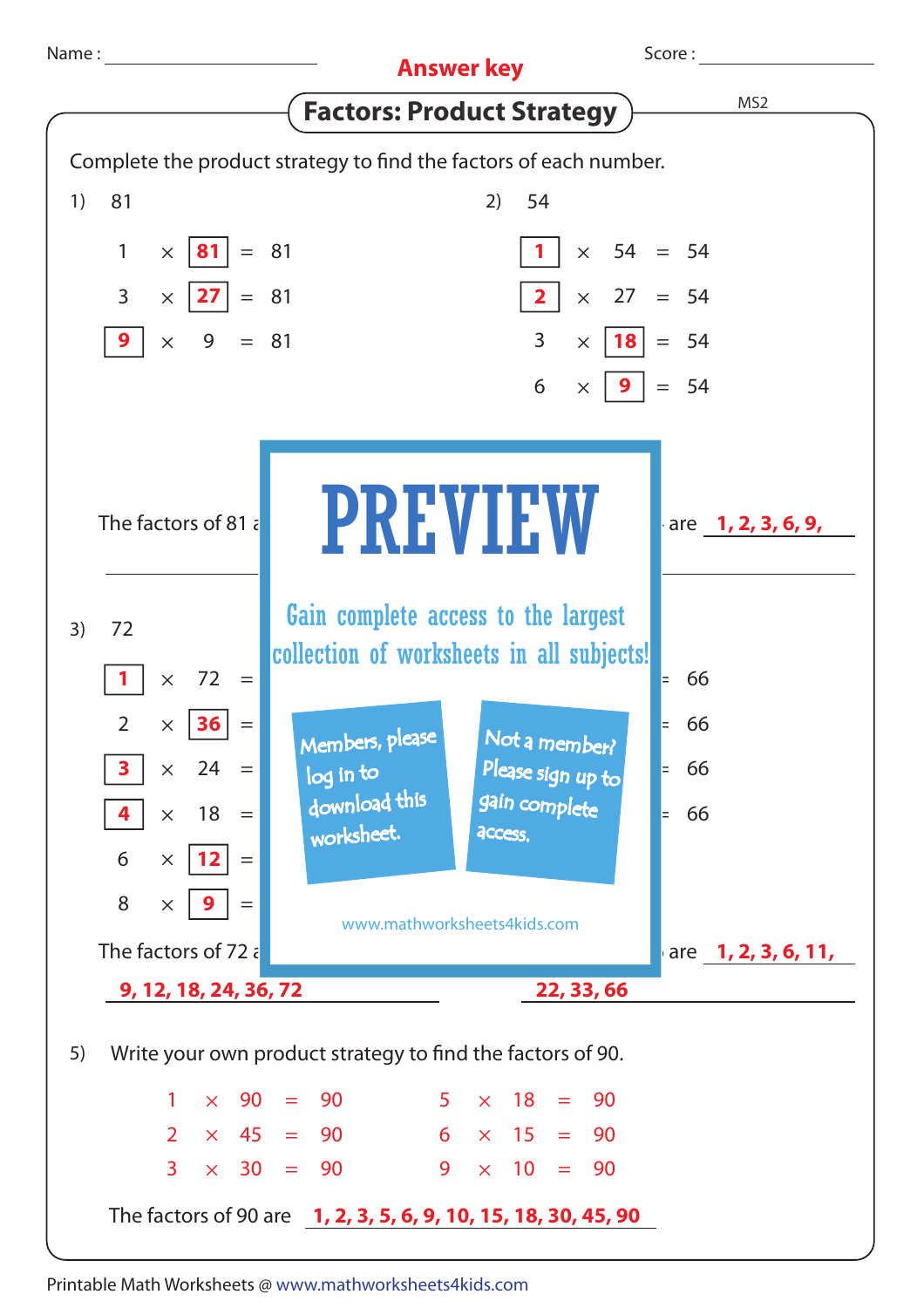Name : ____________________ **Answer key** Score : ____________

MS2

# Factors: Product Strategy

Complete the product strategy to find the factors of each number.

1) 81

| | | | | |
|---|---|---|---|---|
| 1 | × | **81** | = | 81 |
| 3 | × | **27** | = | 81 |
| **9** | × | 9 | = | 81 |

The factors of 81 a

2) 54

| | | | | |
|---|---|---|---|---|
| **1** | × | 54 | = | 54 |
| **2** | × | 27 | = | 54 |
| 3 | × | **18** | = | 54 |
| 6 | × | **9** | = | 54 |

are **1, 2, 3, 6, 9,**

**PREVIEW**

Gain complete access to the largest collection of worksheets in all subjects!

Members, please log in to download this worksheet.

Not a member? Please sign up to gain complete access.

www.mathworksheets4kids.com

3) 72

| | | | | |
|---|---|---|---|---|
| **1** | × | 72 | = | |
| 2 | × | **36** | = | |
| **3** | × | 24 | = | |
| **4** | × | 18 | = | |
| 6 | × | **12** | = | |
| 8 | × | **9** | = | |

The factors of 72 a

**9, 12, 18, 24, 36, 72**

= 66

= 66

= 66

= 66

are **1, 2, 3, 6, 11,**

**22, 33, 66**

5) Write your own product strategy to find the factors of 90.

| | | | | | | | | | |
|---|---|---|---|---|---|---|---|---|---|
| 1 | × | 90 | = | 90 | 5 | × | 18 | = | 90 |
| 2 | × | 45 | = | 90 | 6 | × | 15 | = | 90 |
| 3 | × | 30 | = | 90 | 9 | × | 10 | = | 90 |

The factors of 90 are **1, 2, 3, 5, 6, 9, 10, 15, 18, 30, 45, 90**

Printable Math Worksheets @ www.mathworksheets4kids.com